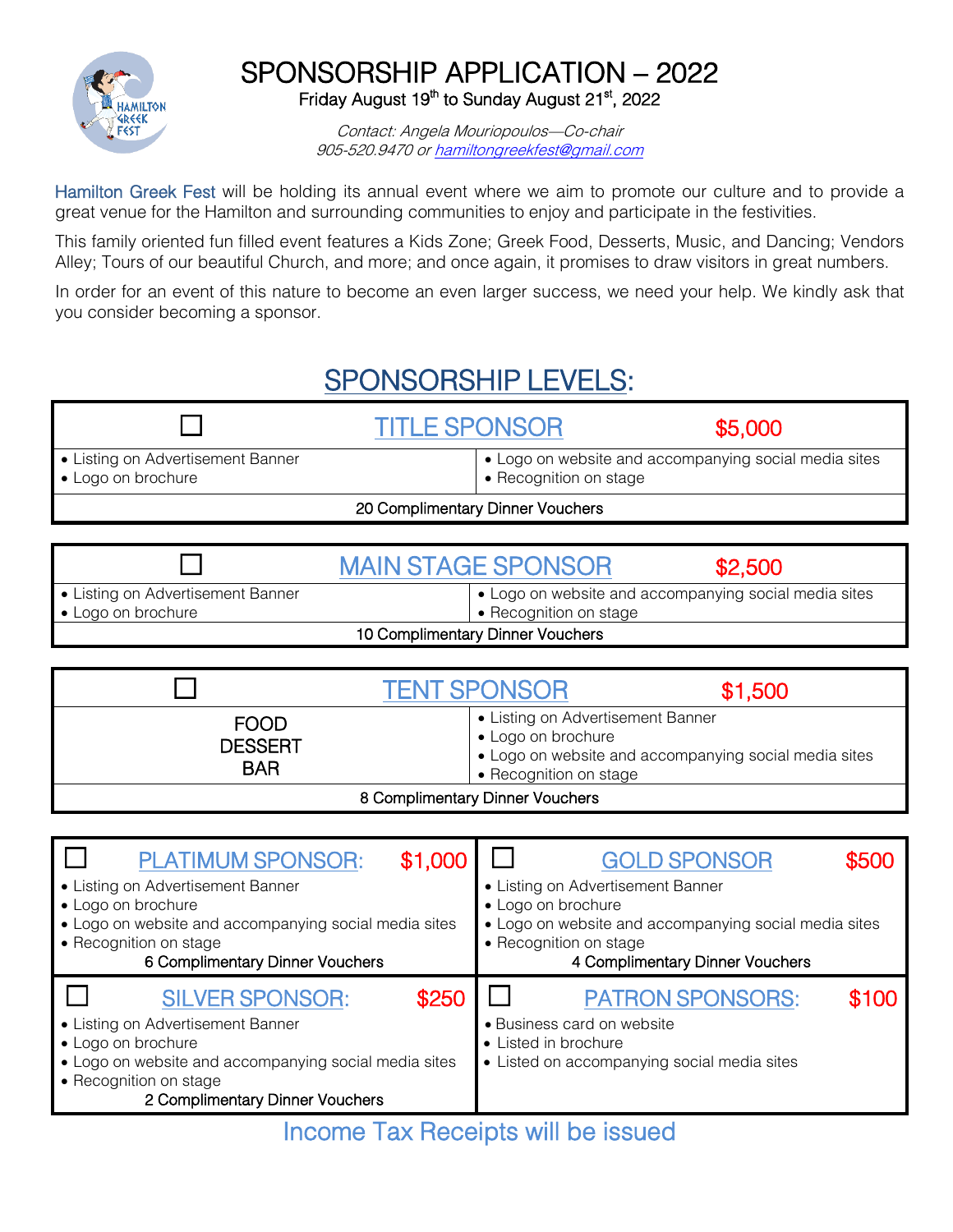# SPONSORSHIP APPLICATION – 2022

Friday August 19th to Sunday August 21st, 2022

*Contact: Angela Mouriopoulos—Co-chair*
*905-520.9470 or hamiltongreekfest@gmail.com*

Hamilton Greek Fest will be holding its annual event where we aim to promote our culture and to provide a great venue for the Hamilton and surrounding communities to enjoy and participate in the festivities.

This family oriented fun filled event features a Kids Zone; Greek Food, Desserts, Music, and Dancing; Vendors Alley; Tours of our beautiful Church, and more; and once again, it promises to draw visitors in great numbers.

In order for an event of this nature to become an even larger success, we need your help. We kindly ask that you consider becoming a sponsor.

## SPONSORSHIP LEVELS:

| ☐ TITLE SPONSOR $5,000 | |
|---|---|
| • Listing on Advertisement Banner<br>• Logo on brochure | • Logo on website and accompanying social media sites<br>• Recognition on stage |
| 20 Complimentary Dinner Vouchers | |

| ☐ MAIN STAGE SPONSOR $2,500 | |
|---|---|
| • Listing on Advertisement Banner<br>• Logo on brochure | • Logo on website and accompanying social media sites<br>• Recognition on stage |
| 10 Complimentary Dinner Vouchers | |

| ☐ TENT SPONSOR $1,500 | |
|---|---|
| FOOD<br>DESSERT<br>BAR | • Listing on Advertisement Banner<br>• Logo on brochure<br>• Logo on website and accompanying social media sites<br>• Recognition on stage |
| 8 Complimentary Dinner Vouchers | |

| ☐ PLATIMUM SPONSOR: $1,000 | ☐ GOLD SPONSOR $500 |
|---|---|
| • Listing on Advertisement Banner<br>• Logo on brochure<br>• Logo on website and accompanying social media sites<br>• Recognition on stage<br>6 Complimentary Dinner Vouchers | • Listing on Advertisement Banner<br>• Logo on brochure<br>• Logo on website and accompanying social media sites<br>• Recognition on stage<br>4 Complimentary Dinner Vouchers |
| ☐ SILVER SPONSOR: $250 | ☐ PATRON SPONSORS: $100 |
| • Listing on Advertisement Banner<br>• Logo on brochure<br>• Logo on website and accompanying social media sites<br>• Recognition on stage<br>2 Complimentary Dinner Vouchers | • Business card on website<br>• Listed in brochure<br>• Listed on accompanying social media sites |

Income Tax Receipts will be issued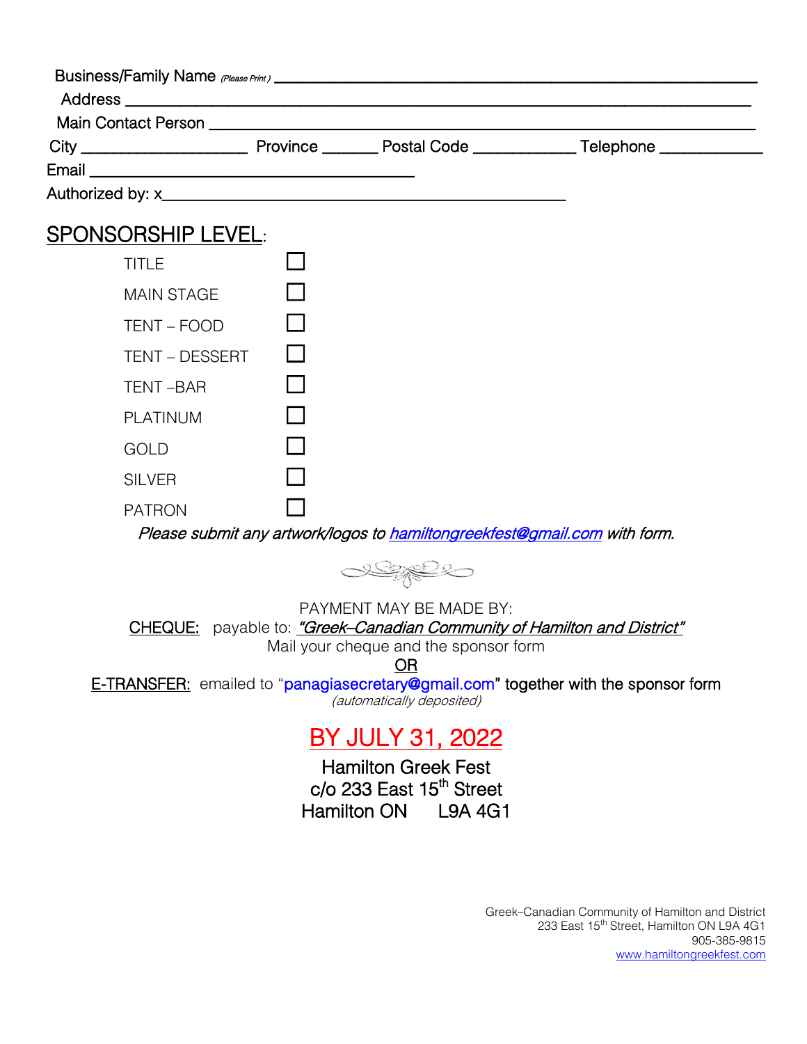Business/Family Name *(Please Print)* ______________________________________________

Address ______________________________________________

Main Contact Person ______________________________________________

City ________________ Province ______ Postal Code __________ Telephone __________

Email ______________________________

Authorized by: x______________________________

## SPONSORSHIP LEVEL:

- TITLE ☐
- MAIN STAGE ☐
- TENT – FOOD ☐
- TENT – DESSERT ☐
- TENT –BAR ☐
- PLATINUM ☐
- GOLD ☐
- SILVER ☐
- PATRON ☐

*Please submit any artwork/logos to hamiltongreekfest@gmail.com with form.*

PAYMENT MAY BE MADE BY:

CHEQUE: payable to: *"Greek–Canadian Community of Hamilton and District"*

Mail your cheque and the sponsor form

OR

E-TRANSFER: emailed to "panagiasecretary@gmail.com" together with the sponsor form

*(automatically deposited)*

## BY JULY 31, 2022

Hamilton Greek Fest
c/o 233 East 15th Street
Hamilton ON L9A 4G1

Greek–Canadian Community of Hamilton and District
233 East 15th Street, Hamilton ON L9A 4G1
905-385-9815
www.hamiltongreekfest.com